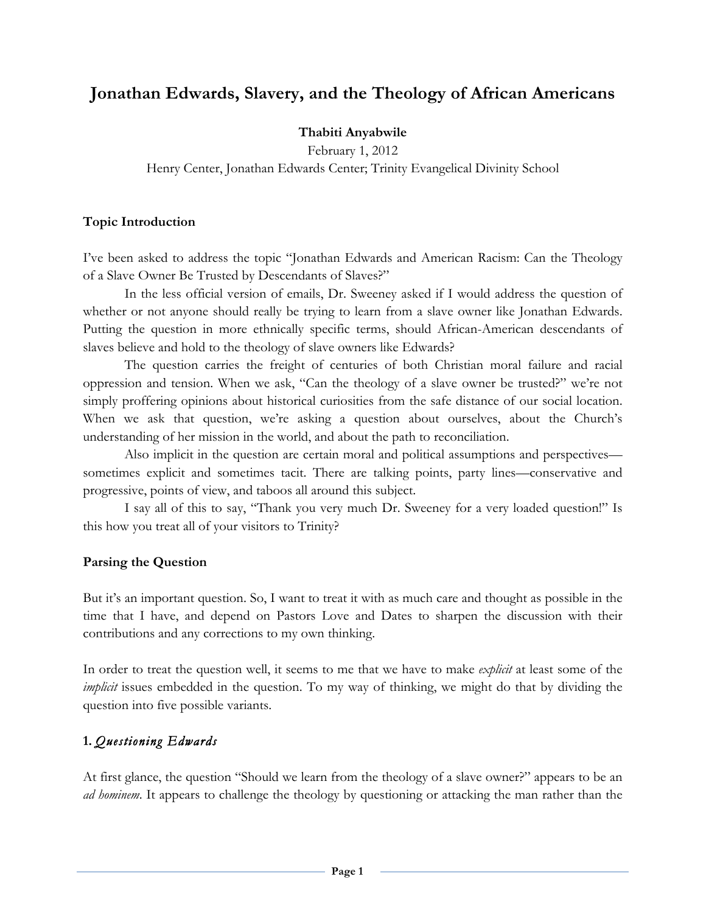# Jonathan Edwards, Slavery, and the Theology of African Americans

**Thabiti Anyabwile**

February 1, 2012

Henry Center, Jonathan Edwards Center; Trinity Evangelical Divinity School

## Topic Introduction

I've been asked to address the topic "Jonathan Edwards and American Racism: Can the Theology of a Slave Owner Be Trusted by Descendants of Slaves?"

In the less official version of emails, Dr. Sweeney asked if I would address the question of whether or not anyone should really be trying to learn from a slave owner like Jonathan Edwards. Putting the question in more ethnically specific terms, should African-American descendants of slaves believe and hold to the theology of slave owners like Edwards?

The question carries the freight of centuries of both Christian moral failure and racial oppression and tension. When we ask, "Can the theology of a slave owner be trusted?" we're not simply proffering opinions about historical curiosities from the safe distance of our social location. When we ask that question, we're asking a question about ourselves, about the Church's understanding of her mission in the world, and about the path to reconciliation.

Also implicit in the question are certain moral and political assumptions and perspectives—sometimes explicit and sometimes tacit. There are talking points, party lines—conservative and progressive, points of view, and taboos all around this subject.

I say all of this to say, "Thank you very much Dr. Sweeney for a very loaded question!" Is this how you treat all of your visitors to Trinity?

## Parsing the Question

But it's an important question. So, I want to treat it with as much care and thought as possible in the time that I have, and depend on Pastors Love and Dates to sharpen the discussion with their contributions and any corrections to my own thinking.

In order to treat the question well, it seems to me that we have to make *explicit* at least some of the *implicit* issues embedded in the question. To my way of thinking, we might do that by dividing the question into five possible variants.

### 1. *Questioning Edwards*

At first glance, the question "Should we learn from the theology of a slave owner?" appears to be an *ad hominem*. It appears to challenge the theology by questioning or attacking the man rather than the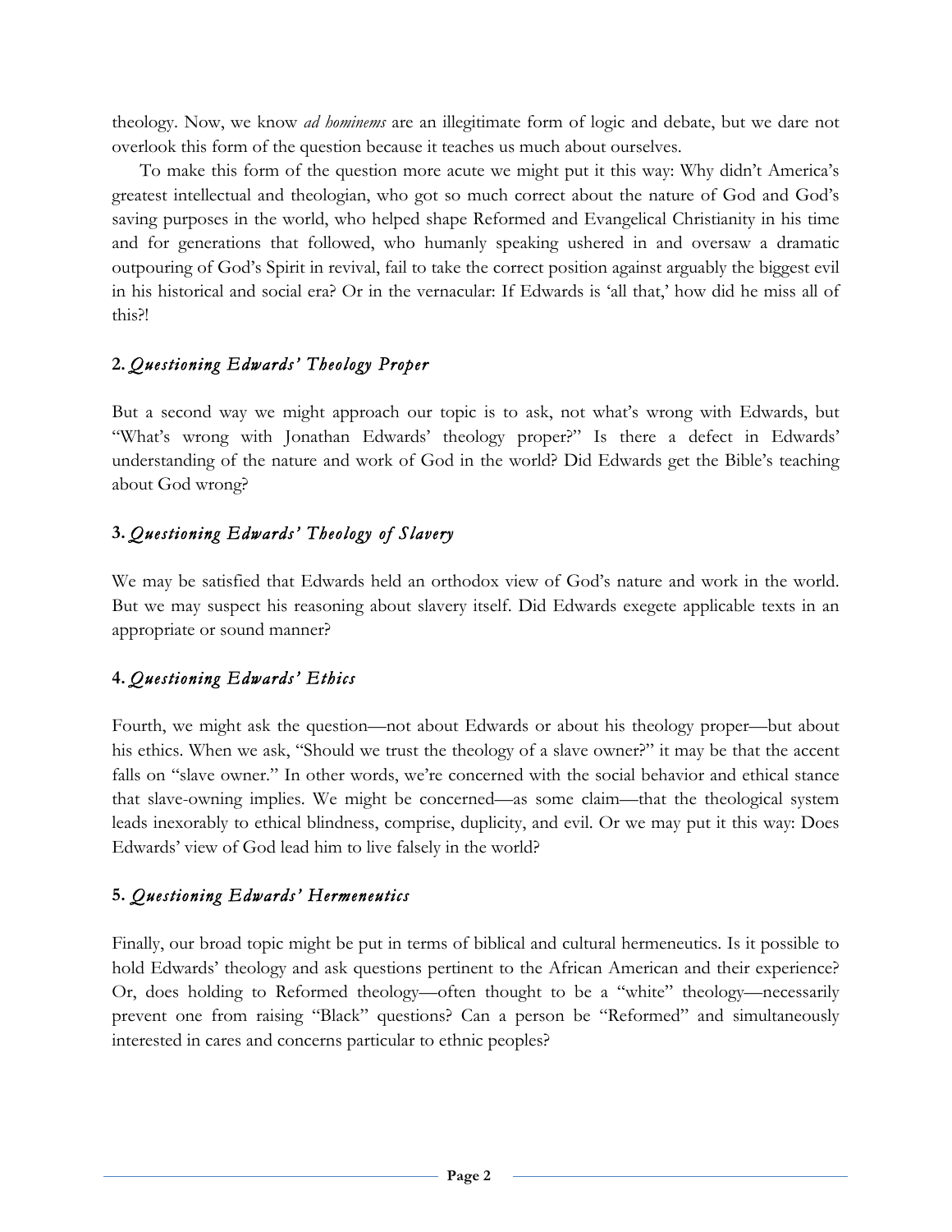theology. Now, we know *ad hominems* are an illegitimate form of logic and debate, but we dare not overlook this form of the question because it teaches us much about ourselves.

To make this form of the question more acute we might put it this way: Why didn't America's greatest intellectual and theologian, who got so much correct about the nature of God and God's saving purposes in the world, who helped shape Reformed and Evangelical Christianity in his time and for generations that followed, who humanly speaking ushered in and oversaw a dramatic outpouring of God's Spirit in revival, fail to take the correct position against arguably the biggest evil in his historical and social era? Or in the vernacular: If Edwards is 'all that,' how did he miss all of this?!

### 2. *Questioning Edwards' Theology Proper*

But a second way we might approach our topic is to ask, not what's wrong with Edwards, but "What's wrong with Jonathan Edwards' theology proper?" Is there a defect in Edwards' understanding of the nature and work of God in the world? Did Edwards get the Bible's teaching about God wrong?

### 3. *Questioning Edwards' Theology of Slavery*

We may be satisfied that Edwards held an orthodox view of God's nature and work in the world. But we may suspect his reasoning about slavery itself. Did Edwards exegete applicable texts in an appropriate or sound manner?

### 4. *Questioning Edwards' Ethics*

Fourth, we might ask the question—not about Edwards or about his theology proper—but about his ethics. When we ask, "Should we trust the theology of a slave owner?" it may be that the accent falls on "slave owner." In other words, we're concerned with the social behavior and ethical stance that slave-owning implies. We might be concerned—as some claim—that the theological system leads inexorably to ethical blindness, comprise, duplicity, and evil. Or we may put it this way: Does Edwards' view of God lead him to live falsely in the world?

### 5. *Questioning Edwards' Hermeneutics*

Finally, our broad topic might be put in terms of biblical and cultural hermeneutics. Is it possible to hold Edwards' theology and ask questions pertinent to the African American and their experience? Or, does holding to Reformed theology—often thought to be a "white" theology—necessarily prevent one from raising "Black" questions? Can a person be "Reformed" and simultaneously interested in cares and concerns particular to ethnic peoples?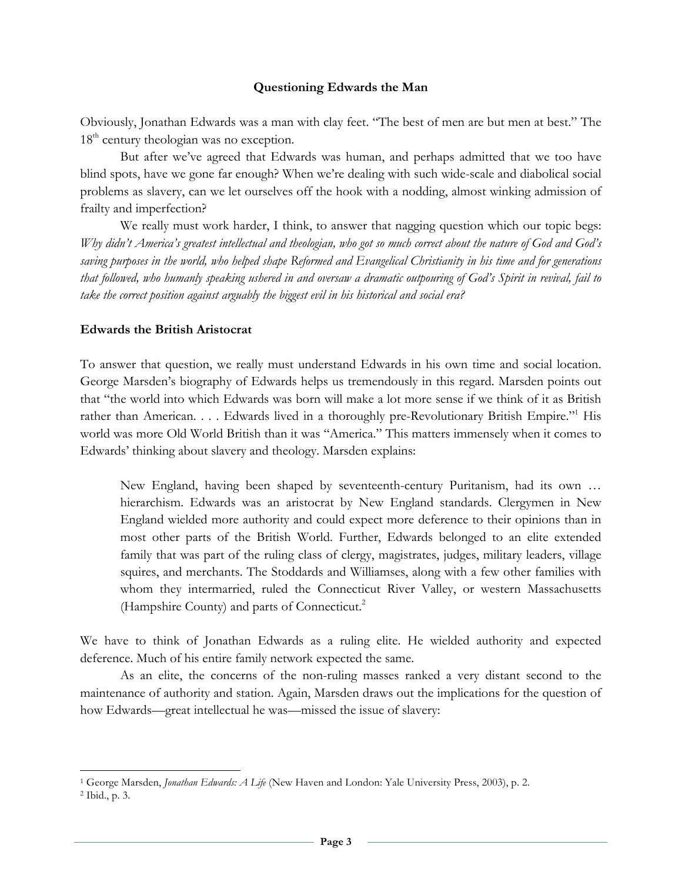### Questioning Edwards the Man

Obviously, Jonathan Edwards was a man with clay feet. "The best of men are but men at best." The 18th century theologian was no exception.

But after we've agreed that Edwards was human, and perhaps admitted that we too have blind spots, have we gone far enough? When we're dealing with such wide-scale and diabolical social problems as slavery, can we let ourselves off the hook with a nodding, almost winking admission of frailty and imperfection?

We really must work harder, I think, to answer that nagging question which our topic begs: *Why didn't America's greatest intellectual and theologian, who got so much correct about the nature of God and God's saving purposes in the world, who helped shape Reformed and Evangelical Christianity in his time and for generations that followed, who humanly speaking ushered in and oversaw a dramatic outpouring of God's Spirit in revival, fail to take the correct position against arguably the biggest evil in his historical and social era?*

#### Edwards the British Aristocrat

To answer that question, we really must understand Edwards in his own time and social location. George Marsden's biography of Edwards helps us tremendously in this regard. Marsden points out that "the world into which Edwards was born will make a lot more sense if we think of it as British rather than American. . . . Edwards lived in a thoroughly pre-Revolutionary British Empire."[1] His world was more Old World British than it was "America." This matters immensely when it comes to Edwards' thinking about slavery and theology. Marsden explains:

> New England, having been shaped by seventeenth-century Puritanism, had its own … hierarchism. Edwards was an aristocrat by New England standards. Clergymen in New England wielded more authority and could expect more deference to their opinions than in most other parts of the British World. Further, Edwards belonged to an elite extended family that was part of the ruling class of clergy, magistrates, judges, military leaders, village squires, and merchants. The Stoddards and Williamses, along with a few other families with whom they intermarried, ruled the Connecticut River Valley, or western Massachusetts (Hampshire County) and parts of Connecticut.[2]

We have to think of Jonathan Edwards as a ruling elite. He wielded authority and expected deference. Much of his entire family network expected the same.

As an elite, the concerns of the non-ruling masses ranked a very distant second to the maintenance of authority and station. Again, Marsden draws out the implications for the question of how Edwards—great intellectual he was—missed the issue of slavery:

---

[1] George Marsden, *Jonathan Edwards: A Life* (New Haven and London: Yale University Press, 2003), p. 2.

[2] Ibid., p. 3.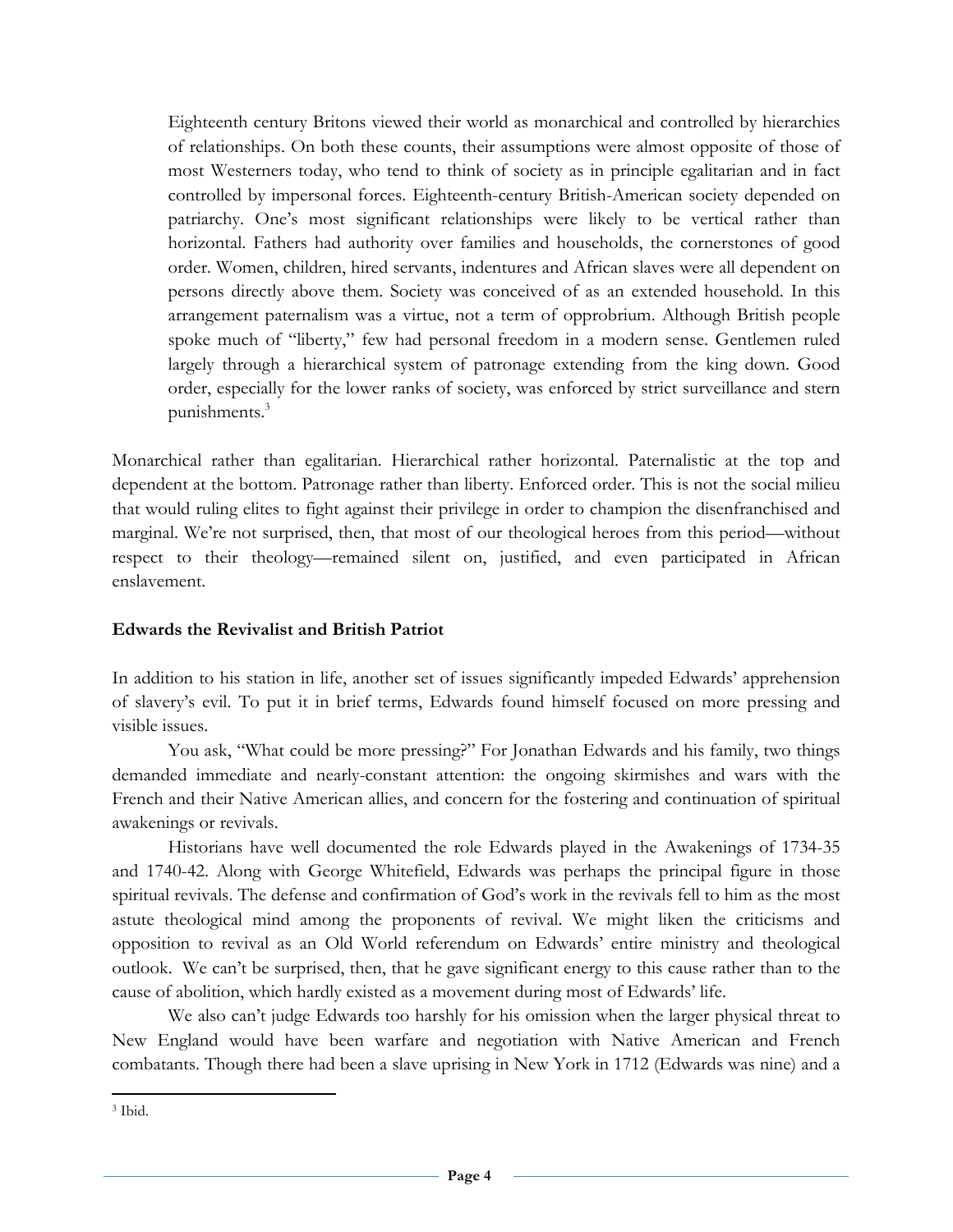> Eighteenth century Britons viewed their world as monarchical and controlled by hierarchies of relationships. On both these counts, their assumptions were almost opposite of those of most Westerners today, who tend to think of society as in principle egalitarian and in fact controlled by impersonal forces. Eighteenth-century British-American society depended on patriarchy. One's most significant relationships were likely to be vertical rather than horizontal. Fathers had authority over families and households, the cornerstones of good order. Women, children, hired servants, indentures and African slaves were all dependent on persons directly above them. Society was conceived of as an extended household. In this arrangement paternalism was a virtue, not a term of opprobrium. Although British people spoke much of "liberty," few had personal freedom in a modern sense. Gentlemen ruled largely through a hierarchical system of patronage extending from the king down. Good order, especially for the lower ranks of society, was enforced by strict surveillance and stern punishments.[3]

Monarchical rather than egalitarian. Hierarchical rather horizontal. Paternalistic at the top and dependent at the bottom. Patronage rather than liberty. Enforced order. This is not the social milieu that would ruling elites to fight against their privilege in order to champion the disenfranchised and marginal. We're not surprised, then, that most of our theological heroes from this period—without respect to their theology—remained silent on, justified, and even participated in African enslavement.

**Edwards the Revivalist and British Patriot**

In addition to his station in life, another set of issues significantly impeded Edwards' apprehension of slavery's evil. To put it in brief terms, Edwards found himself focused on more pressing and visible issues.

You ask, "What could be more pressing?" For Jonathan Edwards and his family, two things demanded immediate and nearly-constant attention: the ongoing skirmishes and wars with the French and their Native American allies, and concern for the fostering and continuation of spiritual awakenings or revivals.

Historians have well documented the role Edwards played in the Awakenings of 1734-35 and 1740-42. Along with George Whitefield, Edwards was perhaps the principal figure in those spiritual revivals. The defense and confirmation of God's work in the revivals fell to him as the most astute theological mind among the proponents of revival. We might liken the criticisms and opposition to revival as an Old World referendum on Edwards' entire ministry and theological outlook. We can't be surprised, then, that he gave significant energy to this cause rather than to the cause of abolition, which hardly existed as a movement during most of Edwards' life.

We also can't judge Edwards too harshly for his omission when the larger physical threat to New England would have been warfare and negotiation with Native American and French combatants. Though there had been a slave uprising in New York in 1712 (Edwards was nine) and a

---

[3] Ibid.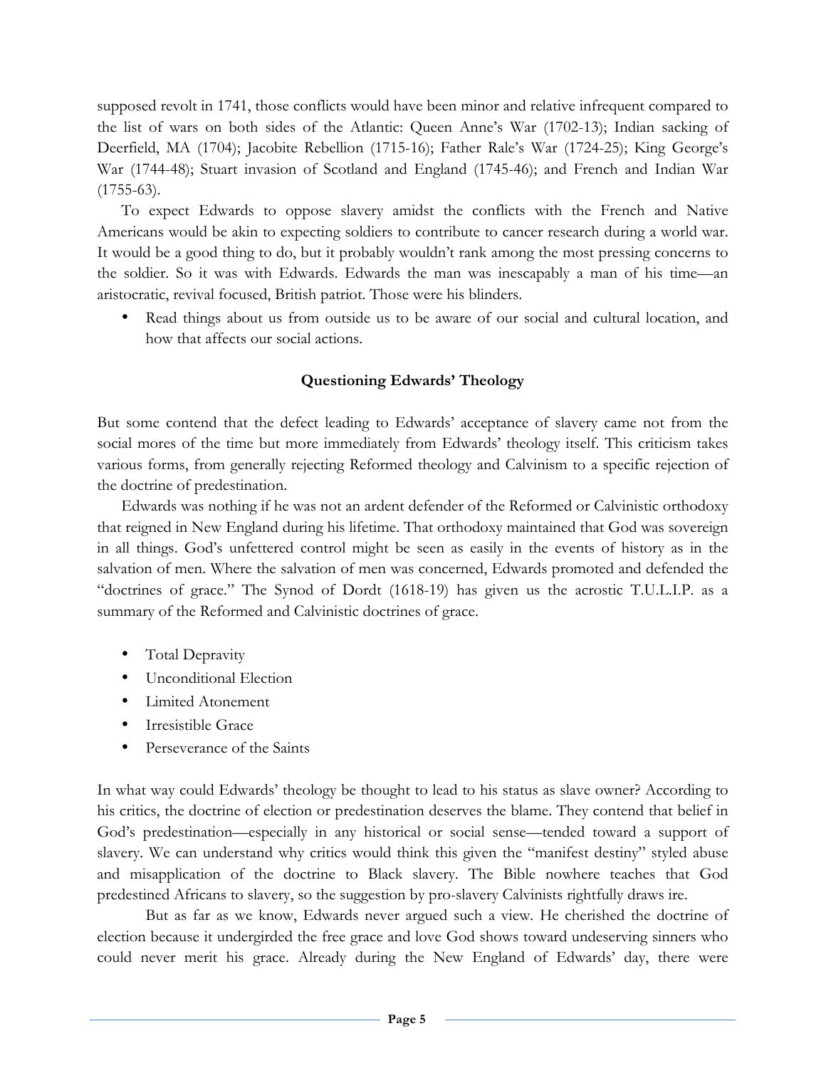supposed revolt in 1741, those conflicts would have been minor and relative infrequent compared to the list of wars on both sides of the Atlantic: Queen Anne's War (1702-13); Indian sacking of Deerfield, MA (1704); Jacobite Rebellion (1715-16); Father Rale's War (1724-25); King George's War (1744-48); Stuart invasion of Scotland and England (1745-46); and French and Indian War (1755-63).

To expect Edwards to oppose slavery amidst the conflicts with the French and Native Americans would be akin to expecting soldiers to contribute to cancer research during a world war. It would be a good thing to do, but it probably wouldn't rank among the most pressing concerns to the soldier. So it was with Edwards. Edwards the man was inescapably a man of his time—an aristocratic, revival focused, British patriot. Those were his blinders.

- Read things about us from outside us to be aware of our social and cultural location, and how that affects our social actions.

### Questioning Edwards' Theology

But some contend that the defect leading to Edwards' acceptance of slavery came not from the social mores of the time but more immediately from Edwards' theology itself. This criticism takes various forms, from generally rejecting Reformed theology and Calvinism to a specific rejection of the doctrine of predestination.

Edwards was nothing if he was not an ardent defender of the Reformed or Calvinistic orthodoxy that reigned in New England during his lifetime. That orthodoxy maintained that God was sovereign in all things. God's unfettered control might be seen as easily in the events of history as in the salvation of men. Where the salvation of men was concerned, Edwards promoted and defended the "doctrines of grace." The Synod of Dordt (1618-19) has given us the acrostic T.U.L.I.P. as a summary of the Reformed and Calvinistic doctrines of grace.

- Total Depravity
- Unconditional Election
- Limited Atonement
- Irresistible Grace
- Perseverance of the Saints

In what way could Edwards' theology be thought to lead to his status as slave owner? According to his critics, the doctrine of election or predestination deserves the blame. They contend that belief in God's predestination—especially in any historical or social sense—tended toward a support of slavery. We can understand why critics would think this given the "manifest destiny" styled abuse and misapplication of the doctrine to Black slavery. The Bible nowhere teaches that God predestined Africans to slavery, so the suggestion by pro-slavery Calvinists rightfully draws ire.

But as far as we know, Edwards never argued such a view. He cherished the doctrine of election because it undergirded the free grace and love God shows toward undeserving sinners who could never merit his grace. Already during the New England of Edwards' day, there were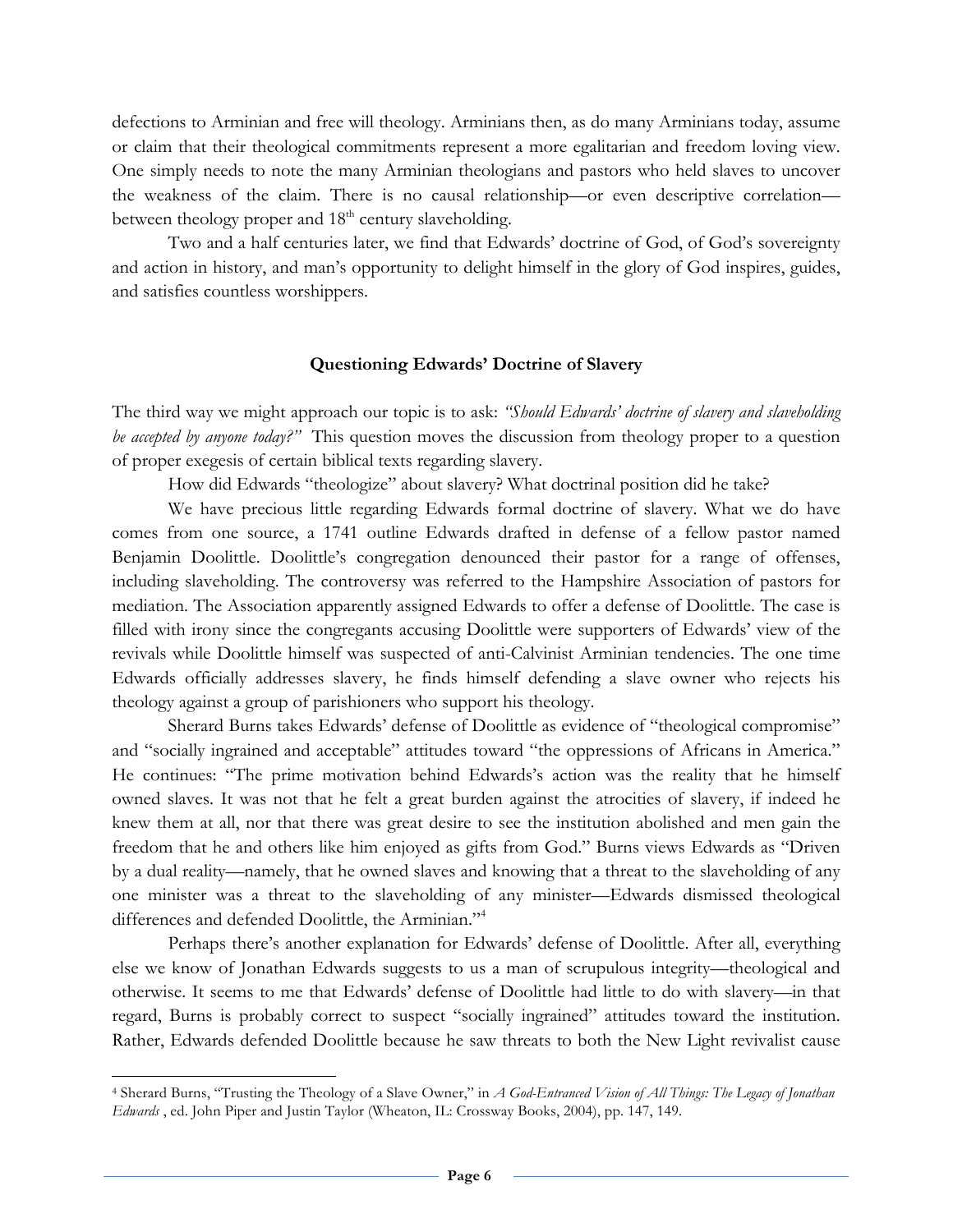defections to Arminian and free will theology. Arminians then, as do many Arminians today, assume or claim that their theological commitments represent a more egalitarian and freedom loving view. One simply needs to note the many Arminian theologians and pastors who held slaves to uncover the weakness of the claim. There is no causal relationship—or even descriptive correlation—between theology proper and 18th century slaveholding.

Two and a half centuries later, we find that Edwards' doctrine of God, of God's sovereignty and action in history, and man's opportunity to delight himself in the glory of God inspires, guides, and satisfies countless worshippers.

### Questioning Edwards' Doctrine of Slavery

The third way we might approach our topic is to ask: *"Should Edwards' doctrine of slavery and slaveholding be accepted by anyone today?"* This question moves the discussion from theology proper to a question of proper exegesis of certain biblical texts regarding slavery.

How did Edwards "theologize" about slavery? What doctrinal position did he take?

We have precious little regarding Edwards formal doctrine of slavery. What we do have comes from one source, a 1741 outline Edwards drafted in defense of a fellow pastor named Benjamin Doolittle. Doolittle's congregation denounced their pastor for a range of offenses, including slaveholding. The controversy was referred to the Hampshire Association of pastors for mediation. The Association apparently assigned Edwards to offer a defense of Doolittle. The case is filled with irony since the congregants accusing Doolittle were supporters of Edwards' view of the revivals while Doolittle himself was suspected of anti-Calvinist Arminian tendencies. The one time Edwards officially addresses slavery, he finds himself defending a slave owner who rejects his theology against a group of parishioners who support his theology.

Sherard Burns takes Edwards' defense of Doolittle as evidence of "theological compromise" and "socially ingrained and acceptable" attitudes toward "the oppressions of Africans in America." He continues: "The prime motivation behind Edwards's action was the reality that he himself owned slaves. It was not that he felt a great burden against the atrocities of slavery, if indeed he knew them at all, nor that there was great desire to see the institution abolished and men gain the freedom that he and others like him enjoyed as gifts from God." Burns views Edwards as "Driven by a dual reality—namely, that he owned slaves and knowing that a threat to the slaveholding of any one minister was a threat to the slaveholding of any minister—Edwards dismissed theological differences and defended Doolittle, the Arminian."[4]

Perhaps there's another explanation for Edwards' defense of Doolittle. After all, everything else we know of Jonathan Edwards suggests to us a man of scrupulous integrity—theological and otherwise. It seems to me that Edwards' defense of Doolittle had little to do with slavery—in that regard, Burns is probably correct to suspect "socially ingrained" attitudes toward the institution. Rather, Edwards defended Doolittle because he saw threats to both the New Light revivalist cause

---

[4] Sherard Burns, "Trusting the Theology of a Slave Owner," in *A God-Entranced Vision of All Things: The Legacy of Jonathan Edwards*, ed. John Piper and Justin Taylor (Wheaton, IL: Crossway Books, 2004), pp. 147, 149.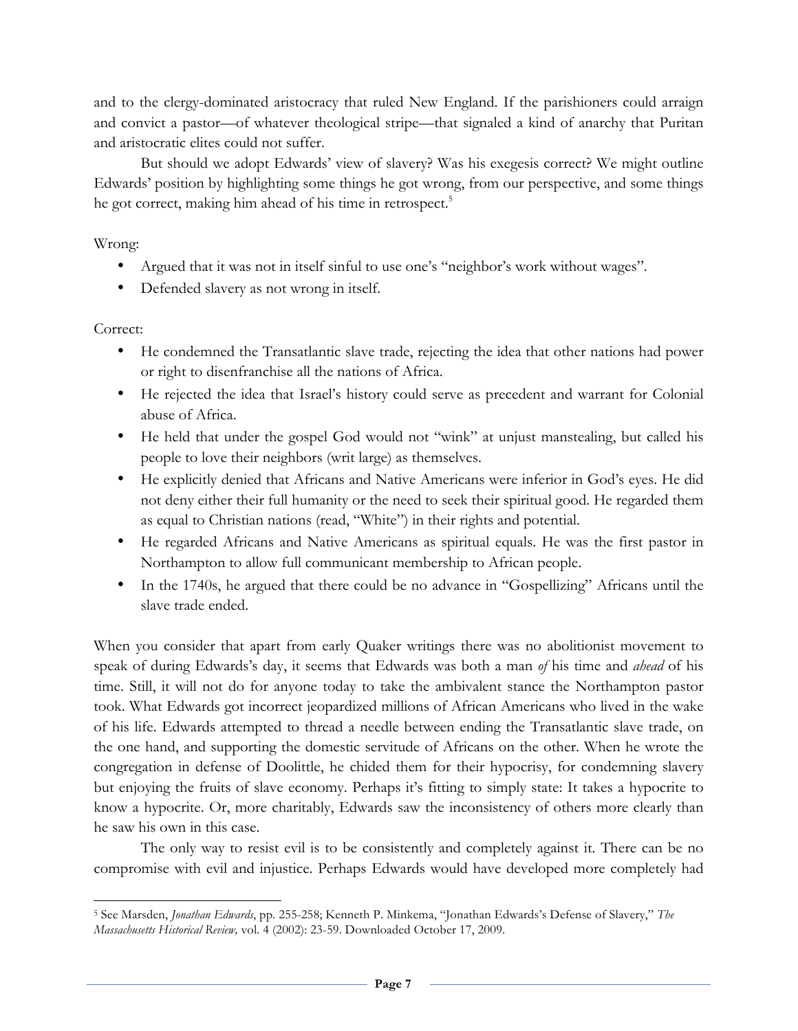and to the clergy-dominated aristocracy that ruled New England. If the parishioners could arraign and convict a pastor—of whatever theological stripe—that signaled a kind of anarchy that Puritan and aristocratic elites could not suffer.

But should we adopt Edwards' view of slavery? Was his exegesis correct? We might outline Edwards' position by highlighting some things he got wrong, from our perspective, and some things he got correct, making him ahead of his time in retrospect.[5]

Wrong:

- Argued that it was not in itself sinful to use one's "neighbor's work without wages".
- Defended slavery as not wrong in itself.

Correct:

- He condemned the Transatlantic slave trade, rejecting the idea that other nations had power or right to disenfranchise all the nations of Africa.
- He rejected the idea that Israel's history could serve as precedent and warrant for Colonial abuse of Africa.
- He held that under the gospel God would not "wink" at unjust manstealing, but called his people to love their neighbors (writ large) as themselves.
- He explicitly denied that Africans and Native Americans were inferior in God's eyes. He did not deny either their full humanity or the need to seek their spiritual good. He regarded them as equal to Christian nations (read, "White") in their rights and potential.
- He regarded Africans and Native Americans as spiritual equals. He was the first pastor in Northampton to allow full communicant membership to African people.
- In the 1740s, he argued that there could be no advance in "Gospellizing" Africans until the slave trade ended.

When you consider that apart from early Quaker writings there was no abolitionist movement to speak of during Edwards's day, it seems that Edwards was both a man *of* his time and *ahead* of his time. Still, it will not do for anyone today to take the ambivalent stance the Northampton pastor took. What Edwards got incorrect jeopardized millions of African Americans who lived in the wake of his life. Edwards attempted to thread a needle between ending the Transatlantic slave trade, on the one hand, and supporting the domestic servitude of Africans on the other. When he wrote the congregation in defense of Doolittle, he chided them for their hypocrisy, for condemning slavery but enjoying the fruits of slave economy. Perhaps it's fitting to simply state: It takes a hypocrite to know a hypocrite. Or, more charitably, Edwards saw the inconsistency of others more clearly than he saw his own in this case.

The only way to resist evil is to be consistently and completely against it. There can be no compromise with evil and injustice. Perhaps Edwards would have developed more completely had

---

[5] See Marsden, *Jonathan Edwards*, pp. 255-258; Kenneth P. Minkema, "Jonathan Edwards's Defense of Slavery," *The Massachusetts Historical Review,* vol. 4 (2002): 23-59. Downloaded October 17, 2009.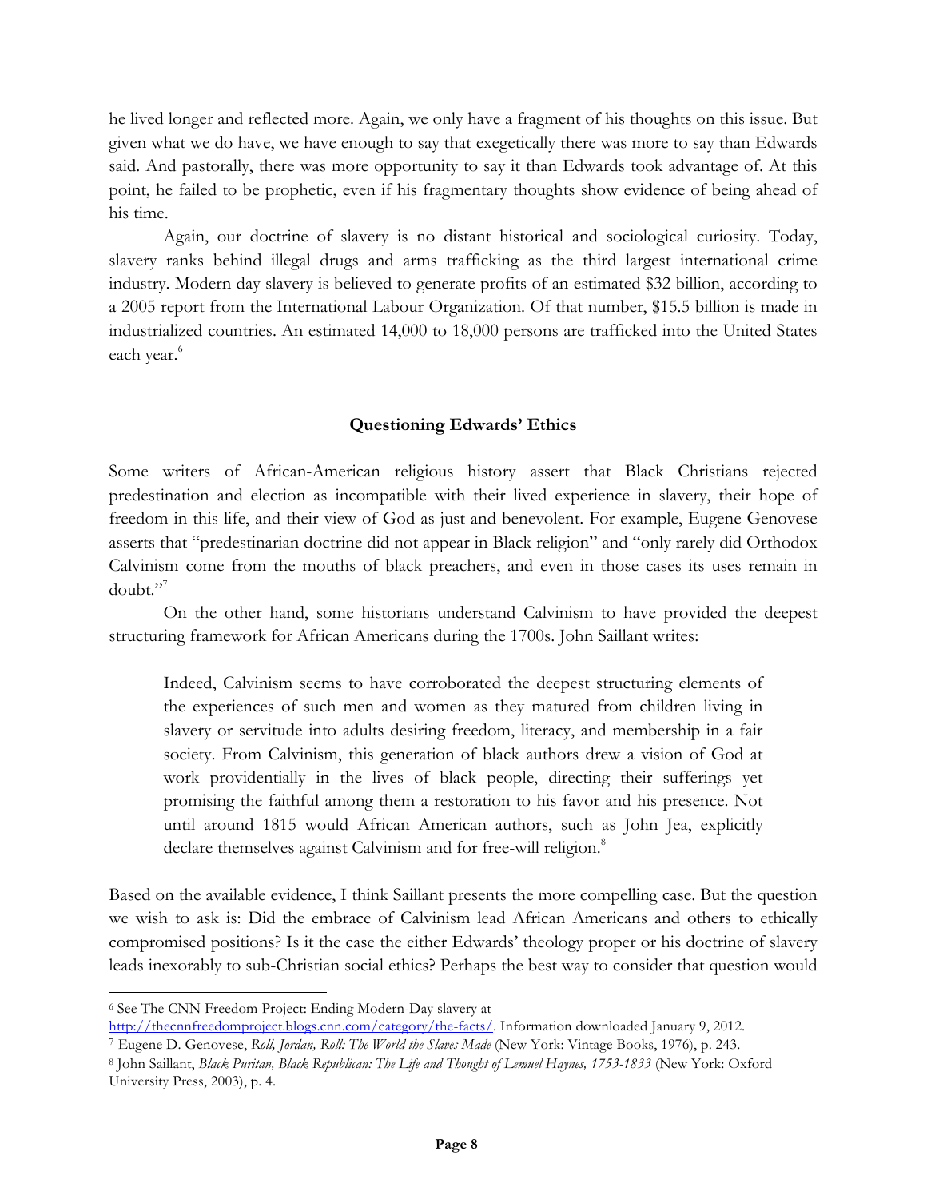he lived longer and reflected more. Again, we only have a fragment of his thoughts on this issue. But given what we do have, we have enough to say that exegetically there was more to say than Edwards said. And pastorally, there was more opportunity to say it than Edwards took advantage of. At this point, he failed to be prophetic, even if his fragmentary thoughts show evidence of being ahead of his time.

Again, our doctrine of slavery is no distant historical and sociological curiosity. Today, slavery ranks behind illegal drugs and arms trafficking as the third largest international crime industry. Modern day slavery is believed to generate profits of an estimated $32 billion, according to a 2005 report from the International Labour Organization. Of that number, $15.5 billion is made in industrialized countries. An estimated 14,000 to 18,000 persons are trafficked into the United States each year.[6]

### Questioning Edwards' Ethics

Some writers of African-American religious history assert that Black Christians rejected predestination and election as incompatible with their lived experience in slavery, their hope of freedom in this life, and their view of God as just and benevolent. For example, Eugene Genovese asserts that "predestinarian doctrine did not appear in Black religion" and "only rarely did Orthodox Calvinism come from the mouths of black preachers, and even in those cases its uses remain in doubt."[7]

On the other hand, some historians understand Calvinism to have provided the deepest structuring framework for African Americans during the 1700s. John Saillant writes:

> Indeed, Calvinism seems to have corroborated the deepest structuring elements of the experiences of such men and women as they matured from children living in slavery or servitude into adults desiring freedom, literacy, and membership in a fair society. From Calvinism, this generation of black authors drew a vision of God at work providentially in the lives of black people, directing their sufferings yet promising the faithful among them a restoration to his favor and his presence. Not until around 1815 would African American authors, such as John Jea, explicitly declare themselves against Calvinism and for free-will religion.[8]

Based on the available evidence, I think Saillant presents the more compelling case. But the question we wish to ask is: Did the embrace of Calvinism lead African Americans and others to ethically compromised positions? Is it the case the either Edwards' theology proper or his doctrine of slavery leads inexorably to sub-Christian social ethics? Perhaps the best way to consider that question would

---

[6] See The CNN Freedom Project: Ending Modern-Day slavery at http://thecnnfreedomproject.blogs.cnn.com/category/the-facts/. Information downloaded January 9, 2012.

[7] Eugene D. Genovese, *Roll, Jordan, Roll: The World the Slaves Made* (New York: Vintage Books, 1976), p. 243.

[8] John Saillant, *Black Puritan, Black Republican: The Life and Thought of Lemuel Haynes, 1753-1833* (New York: Oxford University Press, 2003), p. 4.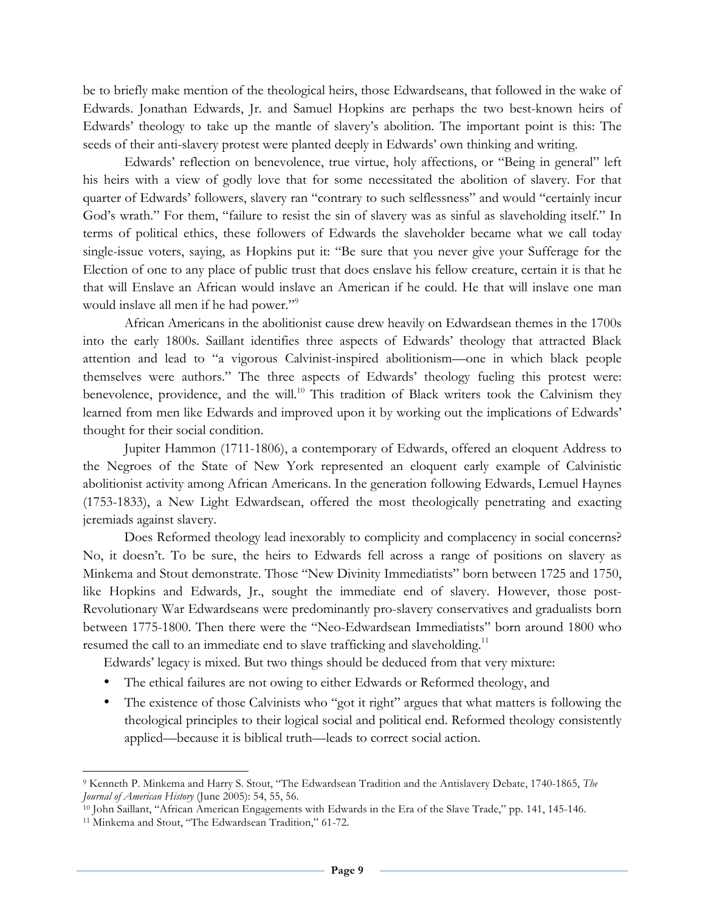be to briefly make mention of the theological heirs, those Edwardseans, that followed in the wake of Edwards. Jonathan Edwards, Jr. and Samuel Hopkins are perhaps the two best-known heirs of Edwards' theology to take up the mantle of slavery's abolition. The important point is this: The seeds of their anti-slavery protest were planted deeply in Edwards' own thinking and writing.

Edwards' reflection on benevolence, true virtue, holy affections, or "Being in general" left his heirs with a view of godly love that for some necessitated the abolition of slavery. For that quarter of Edwards' followers, slavery ran "contrary to such selflessness" and would "certainly incur God's wrath." For them, "failure to resist the sin of slavery was as sinful as slaveholding itself." In terms of political ethics, these followers of Edwards the slaveholder became what we call today single-issue voters, saying, as Hopkins put it: "Be sure that you never give your Sufferage for the Election of one to any place of public trust that does enslave his fellow creature, certain it is that he that will Enslave an African would inslave an American if he could. He that will inslave one man would inslave all men if he had power."[9]

African Americans in the abolitionist cause drew heavily on Edwardsean themes in the 1700s into the early 1800s. Saillant identifies three aspects of Edwards' theology that attracted Black attention and lead to "a vigorous Calvinist-inspired abolitionism—one in which black people themselves were authors." The three aspects of Edwards' theology fueling this protest were: benevolence, providence, and the will.[10] This tradition of Black writers took the Calvinism they learned from men like Edwards and improved upon it by working out the implications of Edwards' thought for their social condition.

Jupiter Hammon (1711-1806), a contemporary of Edwards, offered an eloquent Address to the Negroes of the State of New York represented an eloquent early example of Calvinistic abolitionist activity among African Americans. In the generation following Edwards, Lemuel Haynes (1753-1833), a New Light Edwardsean, offered the most theologically penetrating and exacting jeremiads against slavery.

Does Reformed theology lead inexorably to complicity and complacency in social concerns? No, it doesn't. To be sure, the heirs to Edwards fell across a range of positions on slavery as Minkema and Stout demonstrate. Those "New Divinity Immediatists" born between 1725 and 1750, like Hopkins and Edwards, Jr., sought the immediate end of slavery. However, those post-Revolutionary War Edwardseans were predominantly pro-slavery conservatives and gradualists born between 1775-1800. Then there were the "Neo-Edwardsean Immediatists" born around 1800 who resumed the call to an immediate end to slave trafficking and slaveholding.[11]

Edwards' legacy is mixed. But two things should be deduced from that very mixture:

- The ethical failures are not owing to either Edwards or Reformed theology, and
- The existence of those Calvinists who "got it right" argues that what matters is following the theological principles to their logical social and political end. Reformed theology consistently applied—because it is biblical truth—leads to correct social action.

---

[9] Kenneth P. Minkema and Harry S. Stout, "The Edwardsean Tradition and the Antislavery Debate, 1740-1865, *The Journal of American History* (June 2005): 54, 55, 56.

[10] John Saillant, "African American Engagements with Edwards in the Era of the Slave Trade," pp. 141, 145-146.

[11] Minkema and Stout, "The Edwardsean Tradition," 61-72.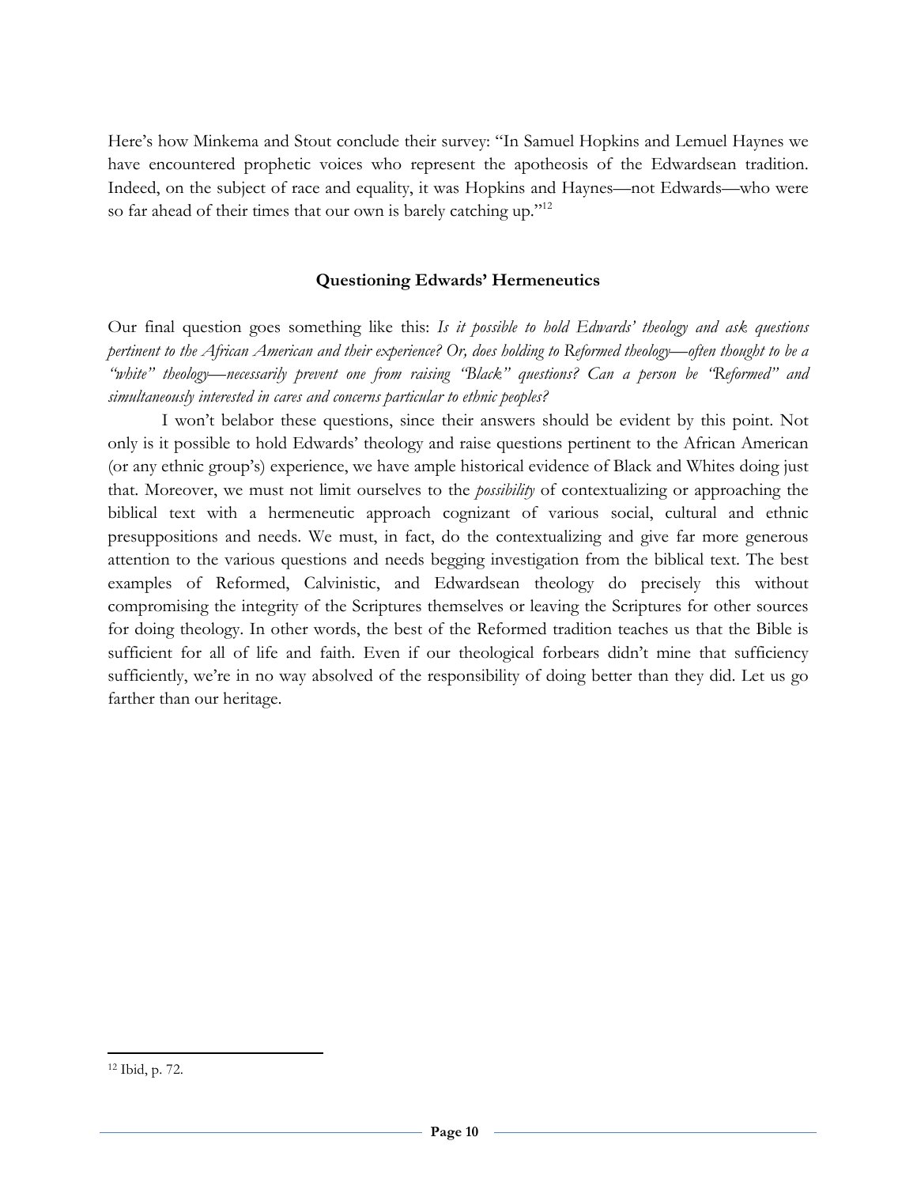Here's how Minkema and Stout conclude their survey: "In Samuel Hopkins and Lemuel Haynes we have encountered prophetic voices who represent the apotheosis of the Edwardsean tradition. Indeed, on the subject of race and equality, it was Hopkins and Haynes—not Edwards—who were so far ahead of their times that our own is barely catching up."[12]

### Questioning Edwards' Hermeneutics

Our final question goes something like this: *Is it possible to hold Edwards' theology and ask questions pertinent to the African American and their experience? Or, does holding to Reformed theology—often thought to be a "white" theology—necessarily prevent one from raising "Black" questions? Can a person be "Reformed" and simultaneously interested in cares and concerns particular to ethnic peoples?*

I won't belabor these questions, since their answers should be evident by this point. Not only is it possible to hold Edwards' theology and raise questions pertinent to the African American (or any ethnic group's) experience, we have ample historical evidence of Black and Whites doing just that. Moreover, we must not limit ourselves to the *possibility* of contextualizing or approaching the biblical text with a hermeneutic approach cognizant of various social, cultural and ethnic presuppositions and needs. We must, in fact, do the contextualizing and give far more generous attention to the various questions and needs begging investigation from the biblical text. The best examples of Reformed, Calvinistic, and Edwardsean theology do precisely this without compromising the integrity of the Scriptures themselves or leaving the Scriptures for other sources for doing theology. In other words, the best of the Reformed tradition teaches us that the Bible is sufficient for all of life and faith. Even if our theological forbears didn't mine that sufficiency sufficiently, we're in no way absolved of the responsibility of doing better than they did. Let us go farther than our heritage.

---

[12] Ibid, p. 72.